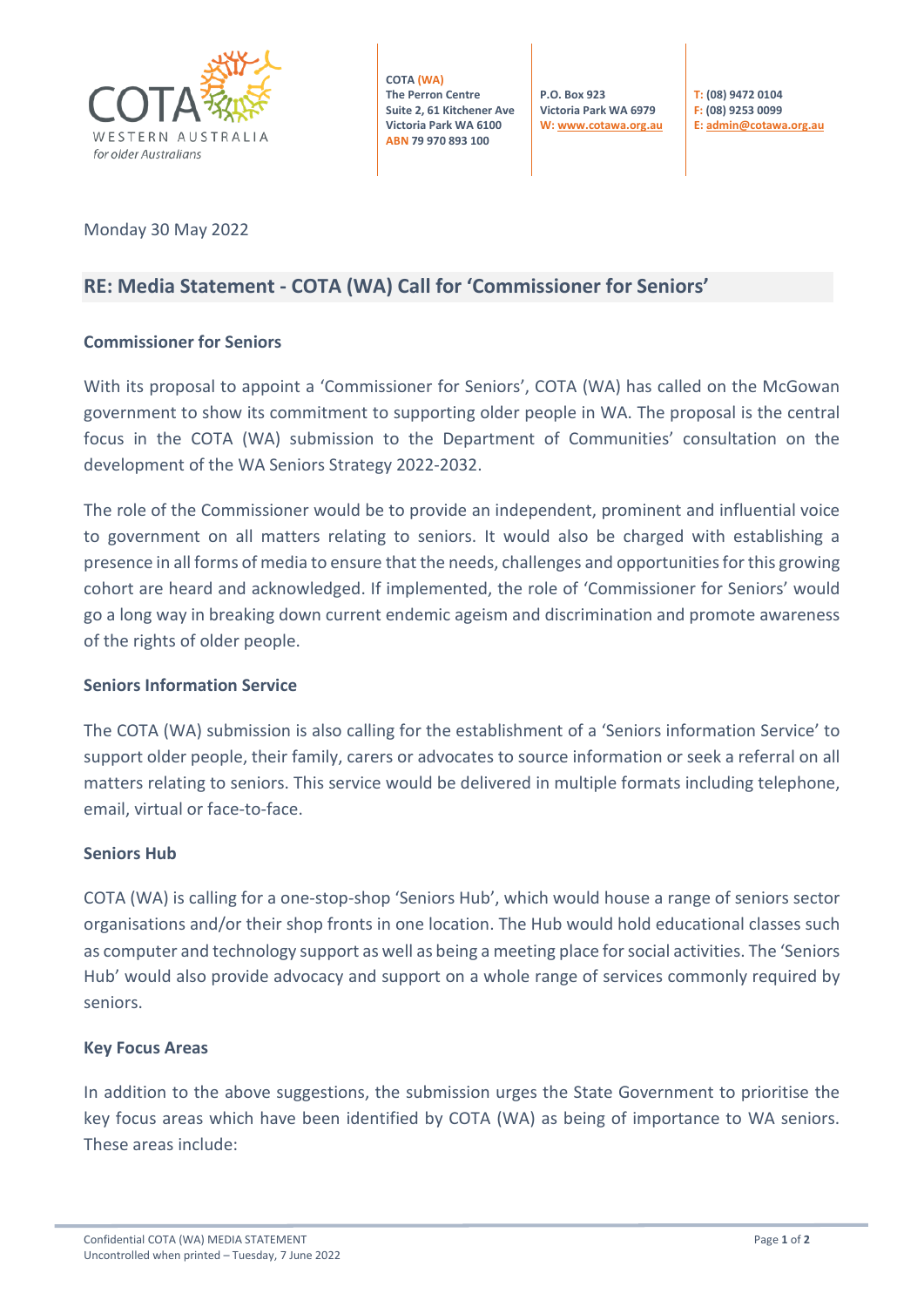COTA
WESTERN AUSTRALIA
*for older Australians*

**COTA (WA)**
**The Perron Centre**
**Suite 2, 61 Kitchener Ave**
**Victoria Park WA 6100**
**ABN 79 970 893 100**

**P.O. Box 923**
**Victoria Park WA 6979**
**W: www.cotawa.org.au**

**T: (08) 9472 0104**
**F: (08) 9253 0099**
**E: admin@cotawa.org.au**

Monday 30 May 2022

## RE: Media Statement - COTA (WA) Call for 'Commissioner for Seniors'

### Commissioner for Seniors

With its proposal to appoint a 'Commissioner for Seniors', COTA (WA) has called on the McGowan government to show its commitment to supporting older people in WA. The proposal is the central focus in the COTA (WA) submission to the Department of Communities' consultation on the development of the WA Seniors Strategy 2022-2032.

The role of the Commissioner would be to provide an independent, prominent and influential voice to government on all matters relating to seniors. It would also be charged with establishing a presence in all forms of media to ensure that the needs, challenges and opportunities for this growing cohort are heard and acknowledged. If implemented, the role of 'Commissioner for Seniors' would go a long way in breaking down current endemic ageism and discrimination and promote awareness of the rights of older people.

### Seniors Information Service

The COTA (WA) submission is also calling for the establishment of a 'Seniors information Service' to support older people, their family, carers or advocates to source information or seek a referral on all matters relating to seniors. This service would be delivered in multiple formats including telephone, email, virtual or face-to-face.

### Seniors Hub

COTA (WA) is calling for a one-stop-shop 'Seniors Hub', which would house a range of seniors sector organisations and/or their shop fronts in one location. The Hub would hold educational classes such as computer and technology support as well as being a meeting place for social activities. The 'Seniors Hub' would also provide advocacy and support on a whole range of services commonly required by seniors.

### Key Focus Areas

In addition to the above suggestions, the submission urges the State Government to prioritise the key focus areas which have been identified by COTA (WA) as being of importance to WA seniors. These areas include: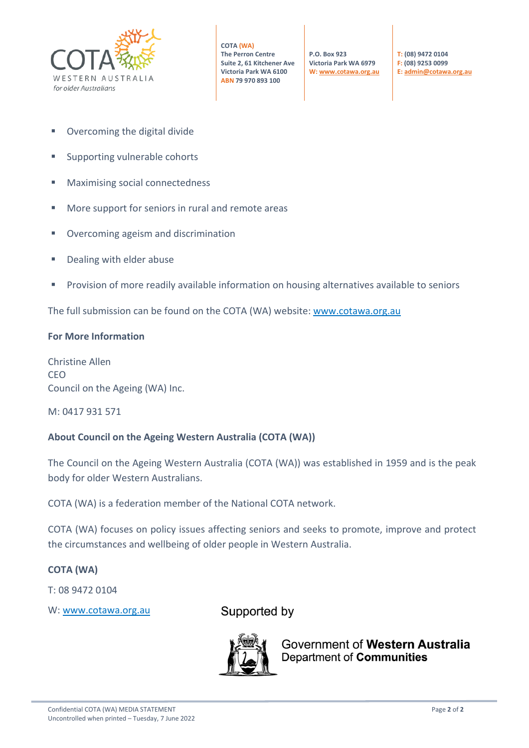- Overcoming the digital divide
- Supporting vulnerable cohorts
- Maximising social connectedness
- More support for seniors in rural and remote areas
- Overcoming ageism and discrimination
- Dealing with elder abuse
- Provision of more readily available information on housing alternatives available to seniors

The full submission can be found on the COTA (WA) website: www.cotawa.org.au

**For More Information**

Christine Allen
CEO
Council on the Ageing (WA) Inc.

M: 0417 931 571

**About Council on the Ageing Western Australia (COTA (WA))**

The Council on the Ageing Western Australia (COTA (WA)) was established in 1959 and is the peak body for older Western Australians.

COTA (WA) is a federation member of the National COTA network.

COTA (WA) focuses on policy issues affecting seniors and seeks to promote, improve and protect the circumstances and wellbeing of older people in Western Australia.

**COTA (WA)**

T: 08 9472 0104

W: www.cotawa.org.au

Supported by

Government of **Western Australia**
Department of **Communities**